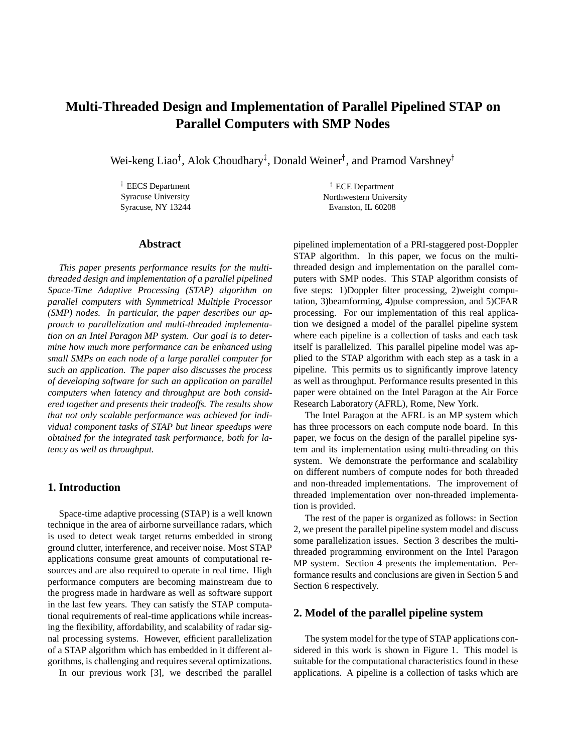# Multi-Threaded Design and Implementation of Parallel Pipelined STAP on Parallel Computers with SMP Nodes

Wei-keng Liao[†], Alok Choudhary[‡], Donald Weiner[†], and Pramod Varshney[†]

[†] EECS Department
Syracuse University
Syracuse, NY 13244

[‡] ECE Department
Northwestern University
Evanston, IL 60208

## Abstract

*This paper presents performance results for the multi-threaded design and implementation of a parallel pipelined Space-Time Adaptive Processing (STAP) algorithm on parallel computers with Symmetrical Multiple Processor (SMP) nodes. In particular, the paper describes our approach to parallelization and multi-threaded implementation on an Intel Paragon MP system. Our goal is to determine how much more performance can be enhanced using small SMPs on each node of a large parallel computer for such an application. The paper also discusses the process of developing software for such an application on parallel computers when latency and throughput are both considered together and presents their tradeoffs. The results show that not only scalable performance was achieved for individual component tasks of STAP but linear speedups were obtained for the integrated task performance, both for latency as well as throughput.*

## 1. Introduction

Space-time adaptive processing (STAP) is a well known technique in the area of airborne surveillance radars, which is used to detect weak target returns embedded in strong ground clutter, interference, and receiver noise. Most STAP applications consume great amounts of computational resources and are also required to operate in real time. High performance computers are becoming mainstream due to the progress made in hardware as well as software support in the last few years. They can satisfy the STAP computational requirements of real-time applications while increasing the flexibility, affordability, and scalability of radar signal processing systems. However, efficient parallelization of a STAP algorithm which has embedded in it different algorithms, is challenging and requires several optimizations.

In our previous work [3], we described the parallel pipelined implementation of a PRI-staggered post-Doppler STAP algorithm. In this paper, we focus on the multi-threaded design and implementation on the parallel computers with SMP nodes. This STAP algorithm consists of five steps: 1)Doppler filter processing, 2)weight computation, 3)beamforming, 4)pulse compression, and 5)CFAR processing. For our implementation of this real application we designed a model of the parallel pipeline system where each pipeline is a collection of tasks and each task itself is parallelized. This parallel pipeline model was applied to the STAP algorithm with each step as a task in a pipeline. This permits us to significantly improve latency as well as throughput. Performance results presented in this paper were obtained on the Intel Paragon at the Air Force Research Laboratory (AFRL), Rome, New York.

The Intel Paragon at the AFRL is an MP system which has three processors on each compute node board. In this paper, we focus on the design of the parallel pipeline system and its implementation using multi-threading on this system. We demonstrate the performance and scalability on different numbers of compute nodes for both threaded and non-threaded implementations. The improvement of threaded implementation over non-threaded implementation is provided.

The rest of the paper is organized as follows: in Section 2, we present the parallel pipeline system model and discuss some parallelization issues. Section 3 describes the multi-threaded programming environment on the Intel Paragon MP system. Section 4 presents the implementation. Performance results and conclusions are given in Section 5 and Section 6 respectively.

## 2. Model of the parallel pipeline system

The system model for the type of STAP applications considered in this work is shown in Figure 1. This model is suitable for the computational characteristics found in these applications. A pipeline is a collection of tasks which are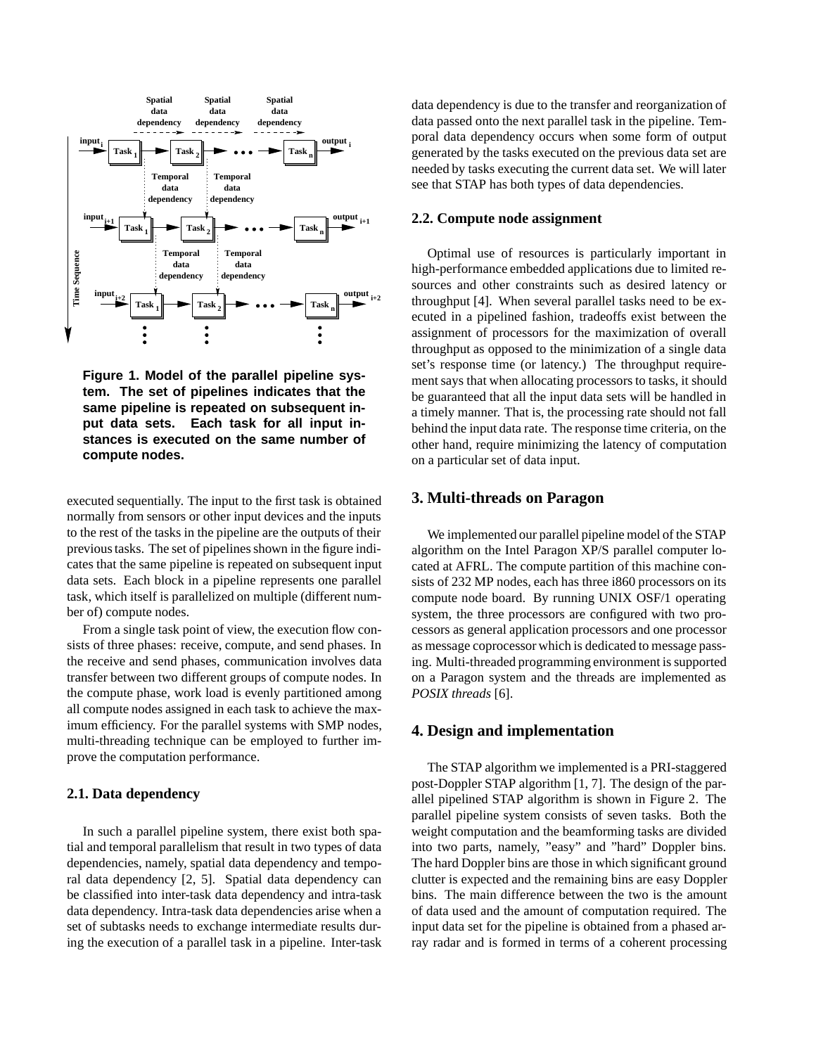Spatial data dependency

Spatial data dependency

Spatial data dependency

input $_i$

Task $_1$

Task $_2$

Task $_n$

output $_i$

Temporal data dependency

Temporal data dependency

input $_{i+1}$

Task $_1$

Task $_2$

Task $_n$

output $_{i+1}$

Temporal data dependency

Temporal data dependency

Time Sequence

input $_{i+2}$

Task $_1$

Task $_2$

Task $_n$

output $_{i+2}$

**Figure 1. Model of the parallel pipeline system. The set of pipelines indicates that the same pipeline is repeated on subsequent input data sets. Each task for all input instances is executed on the same number of compute nodes.**

executed sequentially. The input to the first task is obtained normally from sensors or other input devices and the inputs to the rest of the tasks in the pipeline are the outputs of their previous tasks. The set of pipelines shown in the figure indicates that the same pipeline is repeated on subsequent input data sets. Each block in a pipeline represents one parallel task, which itself is parallelized on multiple (different number of) compute nodes.

From a single task point of view, the execution flow consists of three phases: receive, compute, and send phases. In the receive and send phases, communication involves data transfer between two different groups of compute nodes. In the compute phase, work load is evenly partitioned among all compute nodes assigned in each task to achieve the maximum efficiency. For the parallel systems with SMP nodes, multi-threading technique can be employed to further improve the computation performance.

### 2.1. Data dependency

In such a parallel pipeline system, there exist both spatial and temporal parallelism that result in two types of data dependencies, namely, spatial data dependency and temporal data dependency [2, 5]. Spatial data dependency can be classified into inter-task data dependency and intra-task data dependency. Intra-task data dependencies arise when a set of subtasks needs to exchange intermediate results during the execution of a parallel task in a pipeline. Inter-task data dependency is due to the transfer and reorganization of data passed onto the next parallel task in the pipeline. Temporal data dependency occurs when some form of output generated by the tasks executed on the previous data set are needed by tasks executing the current data set. We will later see that STAP has both types of data dependencies.

### 2.2. Compute node assignment

Optimal use of resources is particularly important in high-performance embedded applications due to limited resources and other constraints such as desired latency or throughput [4]. When several parallel tasks need to be executed in a pipelined fashion, tradeoffs exist between the assignment of processors for the maximization of overall throughput as opposed to the minimization of a single data set's response time (or latency.) The throughput requirement says that when allocating processors to tasks, it should be guaranteed that all the input data sets will be handled in a timely manner. That is, the processing rate should not fall behind the input data rate. The response time criteria, on the other hand, require minimizing the latency of computation on a particular set of data input.

## 3. Multi-threads on Paragon

We implemented our parallel pipeline model of the STAP algorithm on the Intel Paragon XP/S parallel computer located at AFRL. The compute partition of this machine consists of 232 MP nodes, each has three i860 processors on its compute node board. By running UNIX OSF/1 operating system, the three processors are configured with two processors as general application processors and one processor as message coprocessor which is dedicated to message passing. Multi-threaded programming environment is supported on a Paragon system and the threads are implemented as *POSIX threads* [6].

## 4. Design and implementation

The STAP algorithm we implemented is a PRI-staggered post-Doppler STAP algorithm [1, 7]. The design of the parallel pipelined STAP algorithm is shown in Figure 2. The parallel pipeline system consists of seven tasks. Both the weight computation and the beamforming tasks are divided into two parts, namely, "easy" and "hard" Doppler bins. The hard Doppler bins are those in which significant ground clutter is expected and the remaining bins are easy Doppler bins. The main difference between the two is the amount of data used and the amount of computation required. The input data set for the pipeline is obtained from a phased array radar and is formed in terms of a coherent processing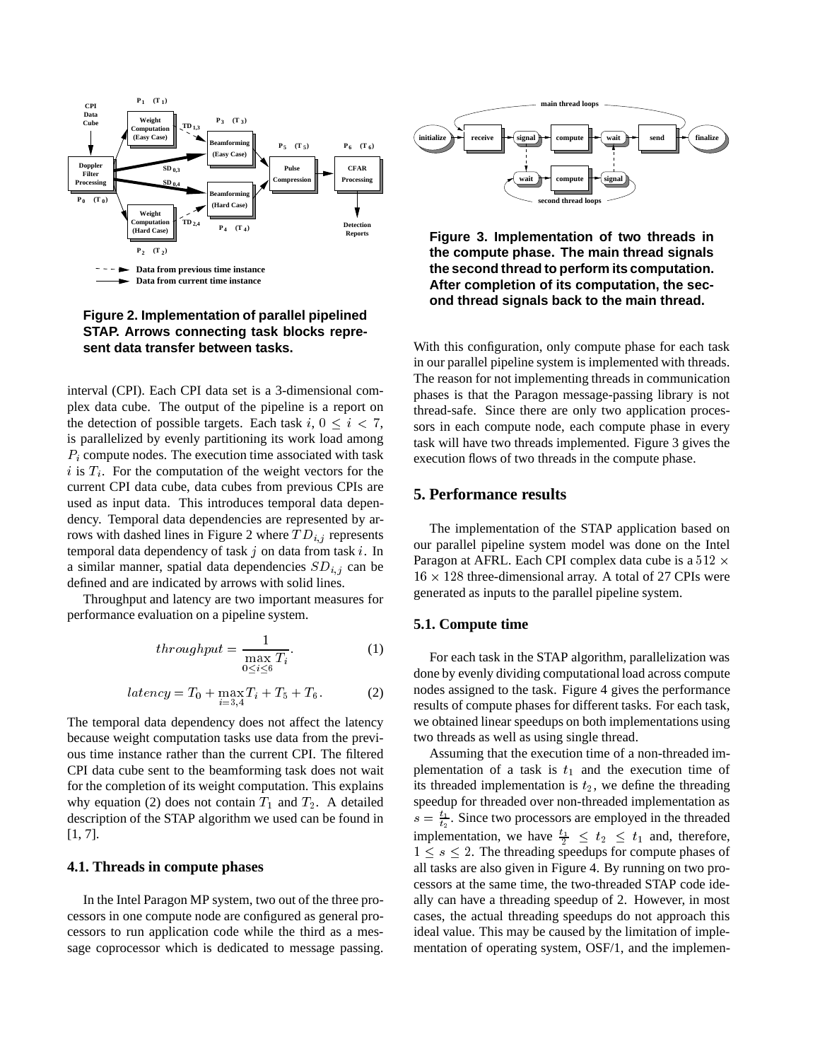Figure 2. Implementation of parallel pipelined STAP. Arrows connecting task blocks represent data transfer between tasks.

interval (CPI). Each CPI data set is a 3-dimensional complex data cube. The output of the pipeline is a report on the detection of possible targets. Each task $i$, $0 \leq i < 7$, is parallelized by evenly partitioning its work load among $P_i$ compute nodes. The execution time associated with task $i$ is $T_i$. For the computation of the weight vectors for the current CPI data cube, data cubes from previous CPIs are used as input data. This introduces temporal data dependency. Temporal data dependencies are represented by arrows with dashed lines in Figure 2 where $TD_{i,j}$ represents temporal data dependency of task $j$ on data from task $i$. In a similar manner, spatial data dependencies $SD_{i,j}$ can be defined and are indicated by arrows with solid lines.

Throughput and latency are two important measures for performance evaluation on a pipeline system.

$$throughput = \frac{1}{\max\limits_{0 \leq i \leq 6} T_i}. \tag{1}$$

$$latency = T_0 + \max_{i=3,4} T_i + T_5 + T_6. \tag{2}$$

The temporal data dependency does not affect the latency because weight computation tasks use data from the previous time instance rather than the current CPI. The filtered CPI data cube sent to the beamforming task does not wait for the completion of its weight computation. This explains why equation (2) does not contain $T_1$ and $T_2$. A detailed description of the STAP algorithm we used can be found in [1, 7].

### 4.1. Threads in compute phases

In the Intel Paragon MP system, two out of the three processors in one compute node are configured as general processors to run application code while the third as a message coprocessor which is dedicated to message passing.

Figure 3. Implementation of two threads in the compute phase. The main thread signals the second thread to perform its computation. After completion of its computation, the second thread signals back to the main thread.

With this configuration, only compute phase for each task in our parallel pipeline system is implemented with threads. The reason for not implementing threads in communication phases is that the Paragon message-passing library is not thread-safe. Since there are only two application processors in each compute node, each compute phase in every task will have two threads implemented. Figure 3 gives the execution flows of two threads in the compute phase.

## 5. Performance results

The implementation of the STAP application based on our parallel pipeline system model was done on the Intel Paragon at AFRL. Each CPI complex data cube is a $512 \times 16 \times 128$ three-dimensional array. A total of 27 CPIs were generated as inputs to the parallel pipeline system.

### 5.1. Compute time

For each task in the STAP algorithm, parallelization was done by evenly dividing computational load across compute nodes assigned to the task. Figure 4 gives the performance results of compute phases for different tasks. For each task, we obtained linear speedups on both implementations using two threads as well as using single thread.

Assuming that the execution time of a non-threaded implementation of a task is $t_1$ and the execution time of its threaded implementation is $t_2$, we define the threading speedup for threaded over non-threaded implementation as $s = \frac{t_1}{t_2}$. Since two processors are employed in the threaded implementation, we have $\frac{t_1}{2} \leq t_2 \leq t_1$ and, therefore, $1 \leq s \leq 2$. The threading speedups for compute phases of all tasks are also given in Figure 4. By running on two processors at the same time, the two-threaded STAP code ideally can have a threading speedup of 2. However, in most cases, the actual threading speedups do not approach this ideal value. This may be caused by the limitation of implementation of operating system, OSF/1, and the implemen-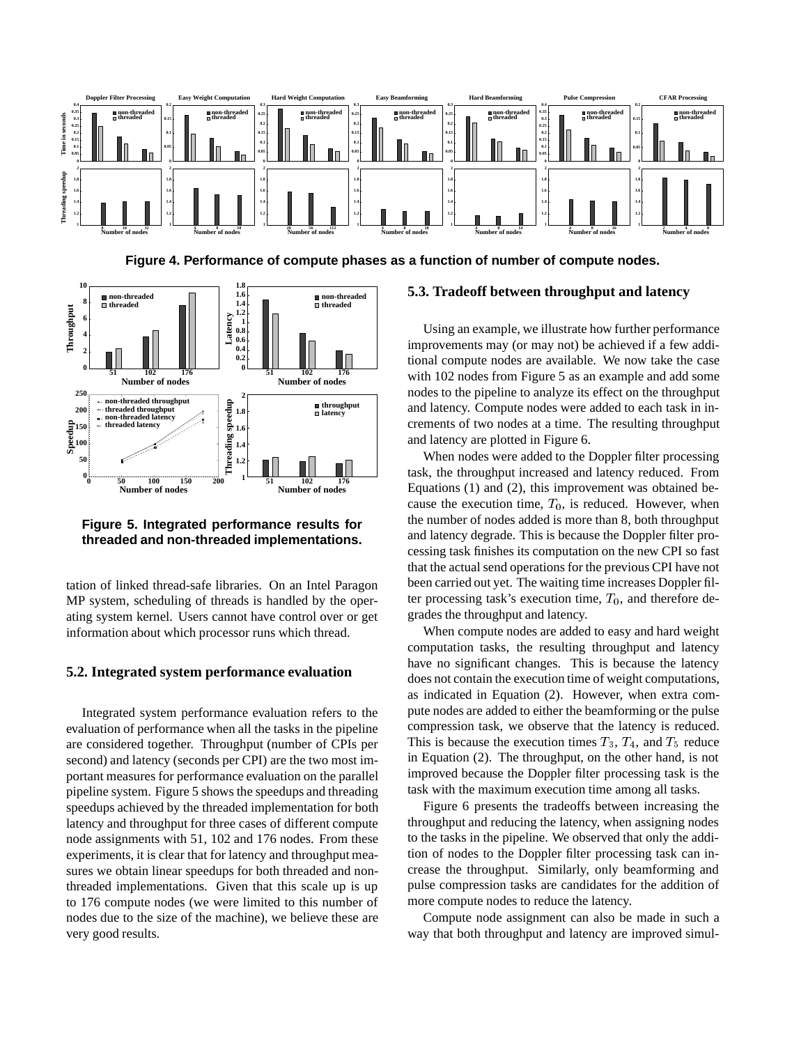**Figure 4. Performance of compute phases as a function of number of compute nodes.**

**Figure 5. Integrated performance results for threaded and non-threaded implementations.**

tation of linked thread-safe libraries. On an Intel Paragon MP system, scheduling of threads is handled by the operating system kernel. Users cannot have control over or get information about which processor runs which thread.

### 5.2. Integrated system performance evaluation

Integrated system performance evaluation refers to the evaluation of performance when all the tasks in the pipeline are considered together. Throughput (number of CPIs per second) and latency (seconds per CPI) are the two most important measures for performance evaluation on the parallel pipeline system. Figure 5 shows the speedups and threading speedups achieved by the threaded implementation for both latency and throughput for three cases of different compute node assignments with 51, 102 and 176 nodes. From these experiments, it is clear that for latency and throughput measures we obtain linear speedups for both threaded and non-threaded implementations. Given that this scale up is up to 176 compute nodes (we were limited to this number of nodes due to the size of the machine), we believe these are very good results.

### 5.3. Tradeoff between throughput and latency

Using an example, we illustrate how further performance improvements may (or may not) be achieved if a few additional compute nodes are available. We now take the case with 102 nodes from Figure 5 as an example and add some nodes to the pipeline to analyze its effect on the throughput and latency. Compute nodes were added to each task in increments of two nodes at a time. The resulting throughput and latency are plotted in Figure 6.

When nodes were added to the Doppler filter processing task, the throughput increased and latency reduced. From Equations (1) and (2), this improvement was obtained because the execution time, $T_0$, is reduced. However, when the number of nodes added is more than 8, both throughput and latency degrade. This is because the Doppler filter processing task finishes its computation on the new CPI so fast that the actual send operations for the previous CPI have not been carried out yet. The waiting time increases Doppler filter processing task's execution time, $T_0$, and therefore degrades the throughput and latency.

When compute nodes are added to easy and hard weight computation tasks, the resulting throughput and latency have no significant changes. This is because the latency does not contain the execution time of weight computations, as indicated in Equation (2). However, when extra compute nodes are added to either the beamforming or the pulse compression task, we observe that the latency is reduced. This is because the execution times $T_3$, $T_4$, and $T_5$ reduce in Equation (2). The throughput, on the other hand, is not improved because the Doppler filter processing task is the task with the maximum execution time among all tasks.

Figure 6 presents the tradeoffs between increasing the throughput and reducing the latency, when assigning nodes to the tasks in the pipeline. We observed that only the addition of nodes to the Doppler filter processing task can increase the throughput. Similarly, only beamforming and pulse compression tasks are candidates for the addition of more compute nodes to reduce the latency.

Compute node assignment can also be made in such a way that both throughput and latency are improved simul-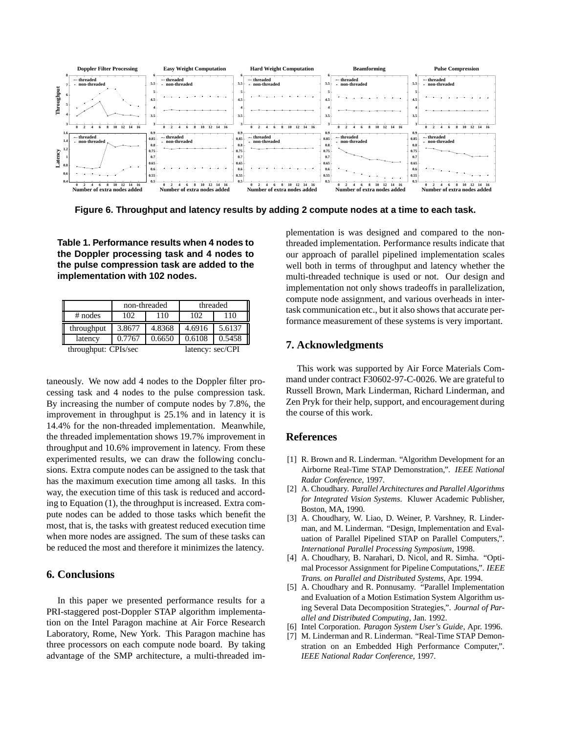Doppler Filter Processing

Easy Weight Computation

Hard Weight Computation

Beamforming

Pulse Compression

Throughput

Latency

threaded

non-threaded

Number of extra nodes added

**Figure 6. Throughput and latency results by adding 2 compute nodes at a time to each task.**

**Table 1. Performance results when 4 nodes to the Doppler processing task and 4 nodes to the pulse compression task are added to the implementation with 102 nodes.**

| | non-threaded | | threaded | |
|---|---|---|---|---|
| # nodes | 102 | 110 | 102 | 110 |
| throughput | 3.8677 | 4.8368 | 4.6916 | 5.6137 |
| latency | 0.7767 | 0.6650 | 0.6108 | 0.5458 |

throughput: CPIs/sec latency: sec/CPI

taneously. We now add 4 nodes to the Doppler filter processing task and 4 nodes to the pulse compression task. By increasing the number of compute nodes by 7.8%, the improvement in throughput is 25.1% and in latency it is 14.4% for the non-threaded implementation. Meanwhile, the threaded implementation shows 19.7% improvement in throughput and 10.6% improvement in latency. From these experimented results, we can draw the following conclusions. Extra compute nodes can be assigned to the task that has the maximum execution time among all tasks. In this way, the execution time of this task is reduced and according to Equation (1), the throughput is increased. Extra compute nodes can be added to those tasks which benefit the most, that is, the tasks with greatest reduced execution time when more nodes are assigned. The sum of these tasks can be reduced the most and therefore it minimizes the latency.

## 6. Conclusions

In this paper we presented performance results for a PRI-staggered post-Doppler STAP algorithm implementation on the Intel Paragon machine at Air Force Research Laboratory, Rome, New York. This Paragon machine has three processors on each compute node board. By taking advantage of the SMP architecture, a multi-threaded implementation is was designed and compared to the non-threaded implementation. Performance results indicate that our approach of parallel pipelined implementation scales well both in terms of throughput and latency whether the multi-threaded technique is used or not. Our design and implementation not only shows tradeoffs in parallelization, compute node assignment, and various overheads in inter-task communication etc., but it also shows that accurate performance measurement of these systems is very important.

## 7. Acknowledgments

This work was supported by Air Force Materials Command under contract F30602-97-C-0026. We are grateful to Russell Brown, Mark Linderman, Richard Linderman, and Zen Pryk for their help, support, and encouragement during the course of this work.

## References

[1] R. Brown and R. Linderman. “Algorithm Development for an Airborne Real-Time STAP Demonstration,”. *IEEE National Radar Conference*, 1997.

[2] A. Choudhary. *Parallel Architectures and Parallel Algorithms for Integrated Vision Systems*. Kluwer Academic Publisher, Boston, MA, 1990.

[3] A. Choudhary, W. Liao, D. Weiner, P. Varshney, R. Linderman, and M. Linderman. “Design, Implementation and Evaluation of Parallel Pipelined STAP on Parallel Computers,”. *International Parallel Processing Symposium*, 1998.

[4] A. Choudhary, B. Narahari, D. Nicol, and R. Simha. “Optimal Processor Assignment for Pipeline Computations,”. *IEEE Trans. on Parallel and Distributed Systems*, Apr. 1994.

[5] A. Choudhary and R. Ponnusamy. “Parallel Implementation and Evaluation of a Motion Estimation System Algorithm using Several Data Decomposition Strategies,”. *Journal of Parallel and Distributed Computing*, Jan. 1992.

[6] Intel Corporation. *Paragon System User’s Guide*, Apr. 1996.

[7] M. Linderman and R. Linderman. “Real-Time STAP Demonstration on an Embedded High Performance Computer,”. *IEEE National Radar Conference*, 1997.